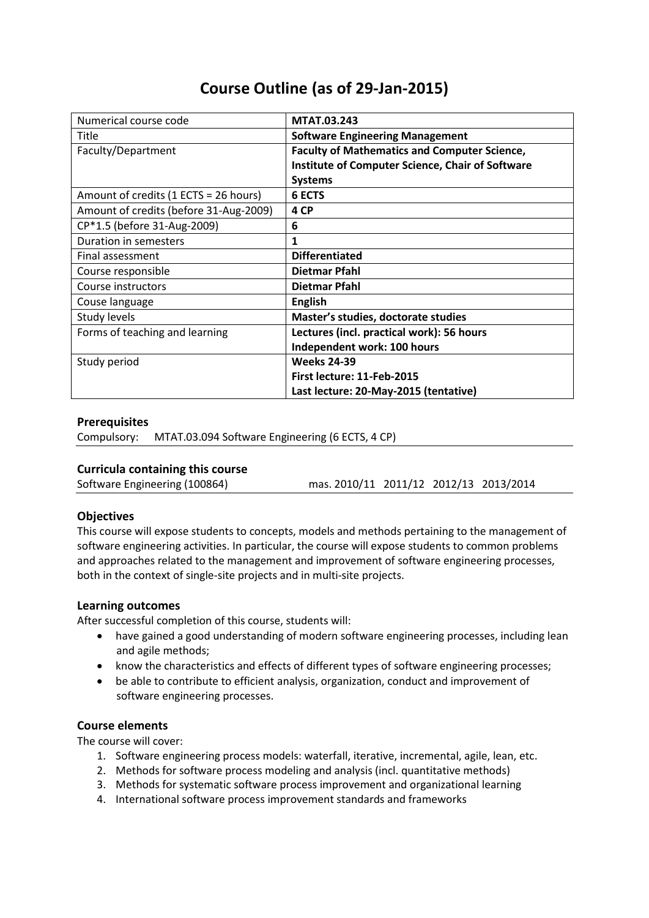# Course Outline (as of 29-Jan-2015)

| | |
|---|---|
| Numerical course code | **MTAT.03.243** |
| Title | **Software Engineering Management** |
| Faculty/Department | **Faculty of Mathematics and Computer Science, Institute of Computer Science, Chair of Software Systems** |
| Amount of credits (1 ECTS = 26 hours) | **6 ECTS** |
| Amount of credits (before 31-Aug-2009) | **4 CP** |
| CP*1.5 (before 31-Aug-2009) | **6** |
| Duration in semesters | **1** |
| Final assessment | **Differentiated** |
| Course responsible | **Dietmar Pfahl** |
| Course instructors | **Dietmar Pfahl** |
| Couse language | **English** |
| Study levels | **Master's studies, doctorate studies** |
| Forms of teaching and learning | **Lectures (incl. practical work): 56 hours**<br>**Independent work: 100 hours** |
| Study period | **Weeks 24-39**<br>**First lecture: 11-Feb-2015**<br>**Last lecture: 20-May-2015 (tentative)** |

### Prerequisites

Compulsory: MTAT.03.094 Software Engineering (6 ECTS, 4 CP)

### Curricula containing this course

Software Engineering (100864) mas. 2010/11 2011/12 2012/13 2013/2014

### Objectives

This course will expose students to concepts, models and methods pertaining to the management of software engineering activities. In particular, the course will expose students to common problems and approaches related to the management and improvement of software engineering processes, both in the context of single-site projects and in multi-site projects.

### Learning outcomes

After successful completion of this course, students will:

- have gained a good understanding of modern software engineering processes, including lean and agile methods;
- know the characteristics and effects of different types of software engineering processes;
- be able to contribute to efficient analysis, organization, conduct and improvement of software engineering processes.

### Course elements

The course will cover:

1. Software engineering process models: waterfall, iterative, incremental, agile, lean, etc.
2. Methods for software process modeling and analysis (incl. quantitative methods)
3. Methods for systematic software process improvement and organizational learning
4. International software process improvement standards and frameworks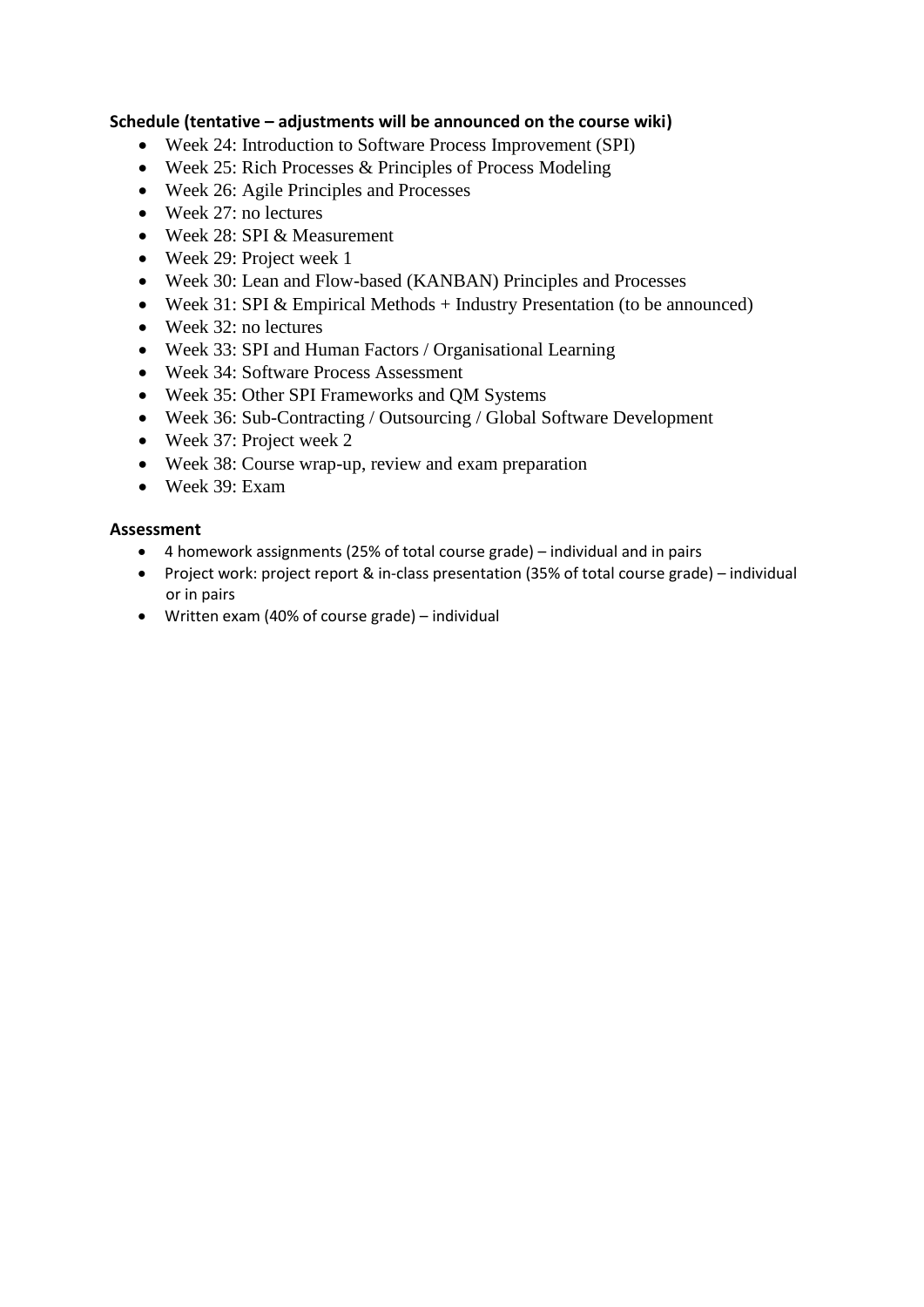**Schedule (tentative – adjustments will be announced on the course wiki)**

- Week 24: Introduction to Software Process Improvement (SPI)
- Week 25: Rich Processes & Principles of Process Modeling
- Week 26: Agile Principles and Processes
- Week 27: no lectures
- Week 28: SPI & Measurement
- Week 29: Project week 1
- Week 30: Lean and Flow-based (KANBAN) Principles and Processes
- Week 31: SPI & Empirical Methods + Industry Presentation (to be announced)
- Week 32: no lectures
- Week 33: SPI and Human Factors / Organisational Learning
- Week 34: Software Process Assessment
- Week 35: Other SPI Frameworks and QM Systems
- Week 36: Sub-Contracting / Outsourcing / Global Software Development
- Week 37: Project week 2
- Week 38: Course wrap-up, review and exam preparation
- Week 39: Exam

**Assessment**

- 4 homework assignments (25% of total course grade) – individual and in pairs
- Project work: project report & in-class presentation (35% of total course grade) – individual or in pairs
- Written exam (40% of course grade) – individual